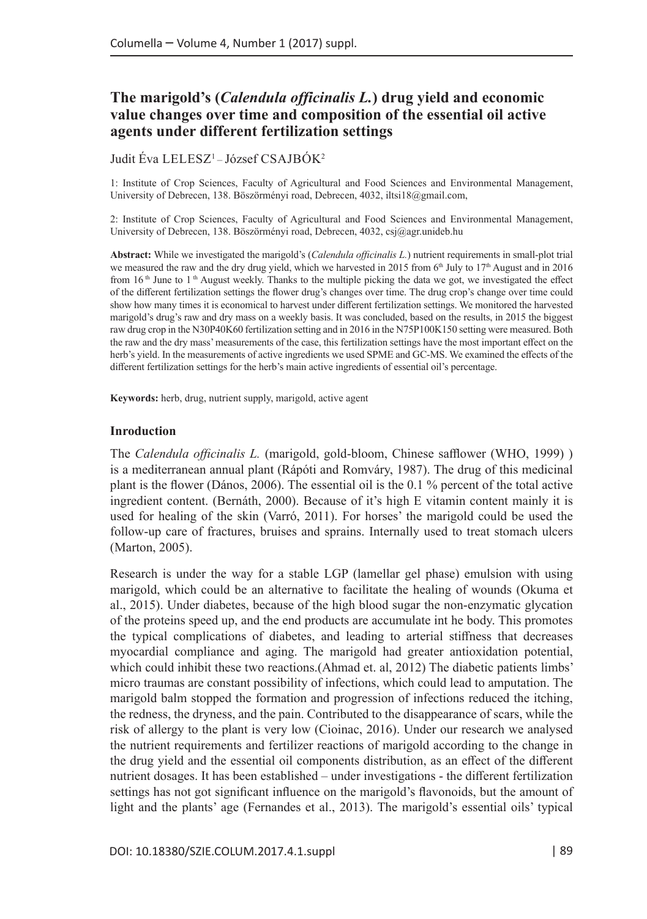# The marigold's (*Calendula officinalis L.*) drug yield and economic value changes over time and composition of the essential oil active agents under different fertilization settings

Judit Éva LELESZ[1] – József CSAJBÓK[2]

1: Institute of Crop Sciences, Faculty of Agricultural and Food Sciences and Environmental Management, University of Debrecen, 138. Böszörményi road, Debrecen, 4032, iltsi18@gmail.com,

2: Institute of Crop Sciences, Faculty of Agricultural and Food Sciences and Environmental Management, University of Debrecen, 138. Böszörményi road, Debrecen, 4032, csj@agr.unideb.hu

**Abstract:** While we investigated the marigold's (*Calendula officinalis L.*) nutrient requirements in small-plot trial we measured the raw and the dry drug yield, which we harvested in 2015 from 6th July to 17th August and in 2016 from 16th June to 1th August weekly. Thanks to the multiple picking the data we got, we investigated the effect of the different fertilization settings the flower drug's changes over time. The drug crop's change over time could show how many times it is economical to harvest under different fertilization settings. We monitored the harvested marigold's drug's raw and dry mass on a weekly basis. It was concluded, based on the results, in 2015 the biggest raw drug crop in the N30P40K60 fertilization setting and in 2016 in the N75P100K150 setting were measured. Both the raw and the dry mass' measurements of the case, this fertilization settings have the most important effect on the herb's yield. In the measurements of active ingredients we used SPME and GC-MS. We examined the effects of the different fertilization settings for the herb's main active ingredients of essential oil's percentage.

**Keywords:** herb, drug, nutrient supply, marigold, active agent

## Inroduction

The *Calendula officinalis L.* (marigold, gold-bloom, Chinese safflower (WHO, 1999) ) is a mediterranean annual plant (Rápóti and Romváry, 1987). The drug of this medicinal plant is the flower (Dános, 2006). The essential oil is the 0.1 % percent of the total active ingredient content. (Bernáth, 2000). Because of it's high E vitamin content mainly it is used for healing of the skin (Varró, 2011). For horses' the marigold could be used the follow-up care of fractures, bruises and sprains. Internally used to treat stomach ulcers (Marton, 2005).

Research is under the way for a stable LGP (lamellar gel phase) emulsion with using marigold, which could be an alternative to facilitate the healing of wounds (Okuma et al., 2015). Under diabetes, because of the high blood sugar the non-enzymatic glycation of the proteins speed up, and the end products are accumulate int he body. This promotes the typical complications of diabetes, and leading to arterial stiffness that decreases myocardial compliance and aging. The marigold had greater antioxidation potential, which could inhibit these two reactions.(Ahmad et. al, 2012) The diabetic patients limbs' micro traumas are constant possibility of infections, which could lead to amputation. The marigold balm stopped the formation and progression of infections reduced the itching, the redness, the dryness, and the pain. Contributed to the disappearance of scars, while the risk of allergy to the plant is very low (Cioinac, 2016). Under our research we analysed the nutrient requirements and fertilizer reactions of marigold according to the change in the drug yield and the essential oil components distribution, as an effect of the different nutrient dosages. It has been established – under investigations - the different fertilization settings has not got significant influence on the marigold's flavonoids, but the amount of light and the plants' age (Fernandes et al., 2013). The marigold's essential oils' typical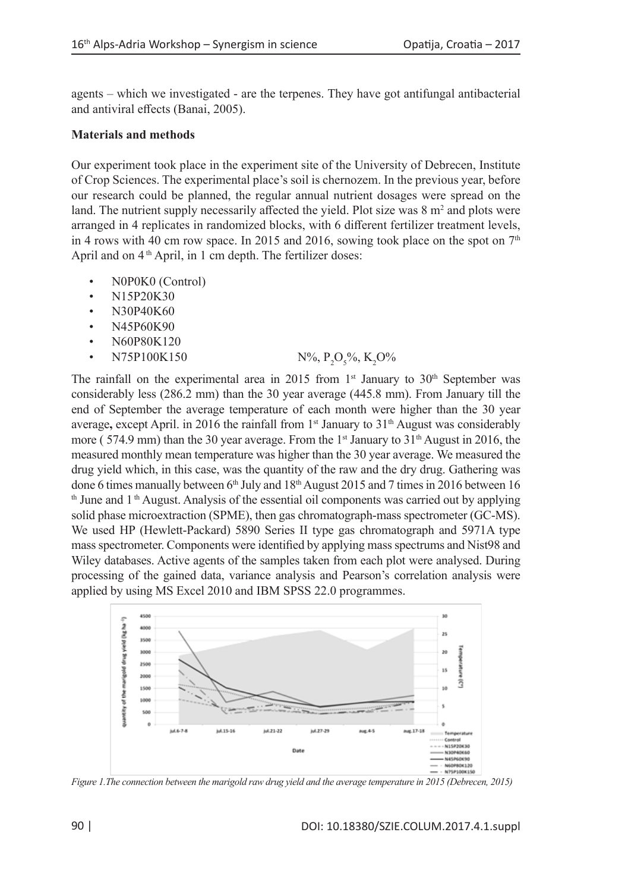agents – which we investigated - are the terpenes. They have got antifungal antibacterial and antiviral effects (Banai, 2005).

**Materials and methods**

Our experiment took place in the experiment site of the University of Debrecen, Institute of Crop Sciences. The experimental place's soil is chernozem. In the previous year, before our research could be planned, the regular annual nutrient dosages were spread on the land. The nutrient supply necessarily affected the yield. Plot size was 8 $m^2$ and plots were arranged in 4 replicates in randomized blocks, with 6 different fertilizer treatment levels, in 4 rows with 40 cm row space. In 2015 and 2016, sowing took place on the spot on 7th April and on 4th April, in 1 cm depth. The fertilizer doses:

- N0P0K0 (Control)
- N15P20K30
- N30P40K60
- N45P60K90
- N60P80K120
- N75P100K150 N%, $P_2O_5$%, $K_2O$%

The rainfall on the experimental area in 2015 from 1st January to 30th September was considerably less (286.2 mm) than the 30 year average (445.8 mm). From January till the end of September the average temperature of each month were higher than the 30 year average**,** except April. in 2016 the rainfall from 1st January to 31th August was considerably more ( 574.9 mm) than the 30 year average. From the 1st January to 31th August in 2016, the measured monthly mean temperature was higher than the 30 year average. We measured the drug yield which, in this case, was the quantity of the raw and the dry drug. Gathering was done 6 times manually between 6th July and 18th August 2015 and 7 times in 2016 between 16 th June and 1 th August. Analysis of the essential oil components was carried out by applying solid phase microextraction (SPME), then gas chromatograph-mass spectrometer (GC-MS). We used HP (Hewlett-Packard) 5890 Series II type gas chromatograph and 5971A type mass spectrometer. Components were identified by applying mass spectrums and Nist98 and Wiley databases. Active agents of the samples taken from each plot were analysed. During processing of the gained data, variance analysis and Pearson's correlation analysis were applied by using MS Excel 2010 and IBM SPSS 22.0 programmes.

*Figure 1.The connection between the marigold raw drug yield and the average temperature in 2015 (Debrecen, 2015)*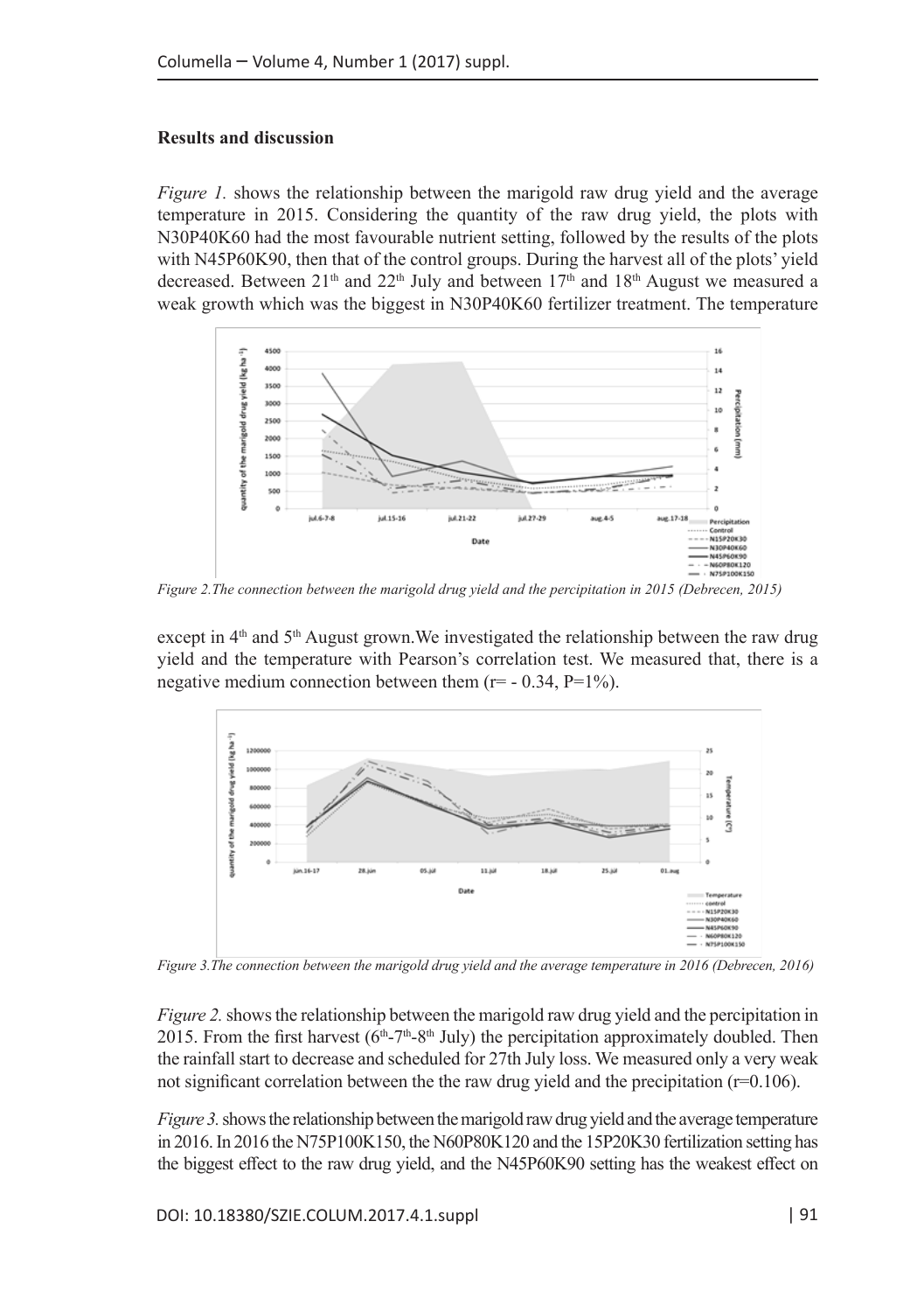## Results and discussion

*Figure 1.* shows the relationship between the marigold raw drug yield and the average temperature in 2015. Considering the quantity of the raw drug yield, the plots with N30P40K60 had the most favourable nutrient setting, followed by the results of the plots with N45P60K90, then that of the control groups. During the harvest all of the plots' yield decreased. Between 21[th] and 22[th] July and between 17[th] and 18[th] August we measured a weak growth which was the biggest in N30P40K60 fertilizer treatment. The temperature except in 4[th] and 5[th] August grown.We investigated the relationship between the raw drug yield and the temperature with Pearson's correlation test. We measured that, there is a negative medium connection between them (r= - 0.34, P=1%).

*Figure 2.The connection between the marigold drug yield and the percipitation in 2015 (Debrecen, 2015)*

*Figure 3.The connection between the marigold drug yield and the average temperature in 2016 (Debrecen, 2016)*

*Figure 2.* shows the relationship between the marigold raw drug yield and the percipitation in 2015. From the first harvest (6[th]-7[th]-8[th] July) the percipitation approximately doubled. Then the rainfall start to decrease and scheduled for 27th July loss. We measured only a very weak not significant correlation between the the raw drug yield and the precipitation (r=0.106).

*Figure 3.* shows the relationship between the marigold raw drug yield and the average temperature in 2016. In 2016 the N75P100K150, the N60P80K120 and the 15P20K30 fertilization setting has the biggest effect to the raw drug yield, and the N45P60K90 setting has the weakest effect on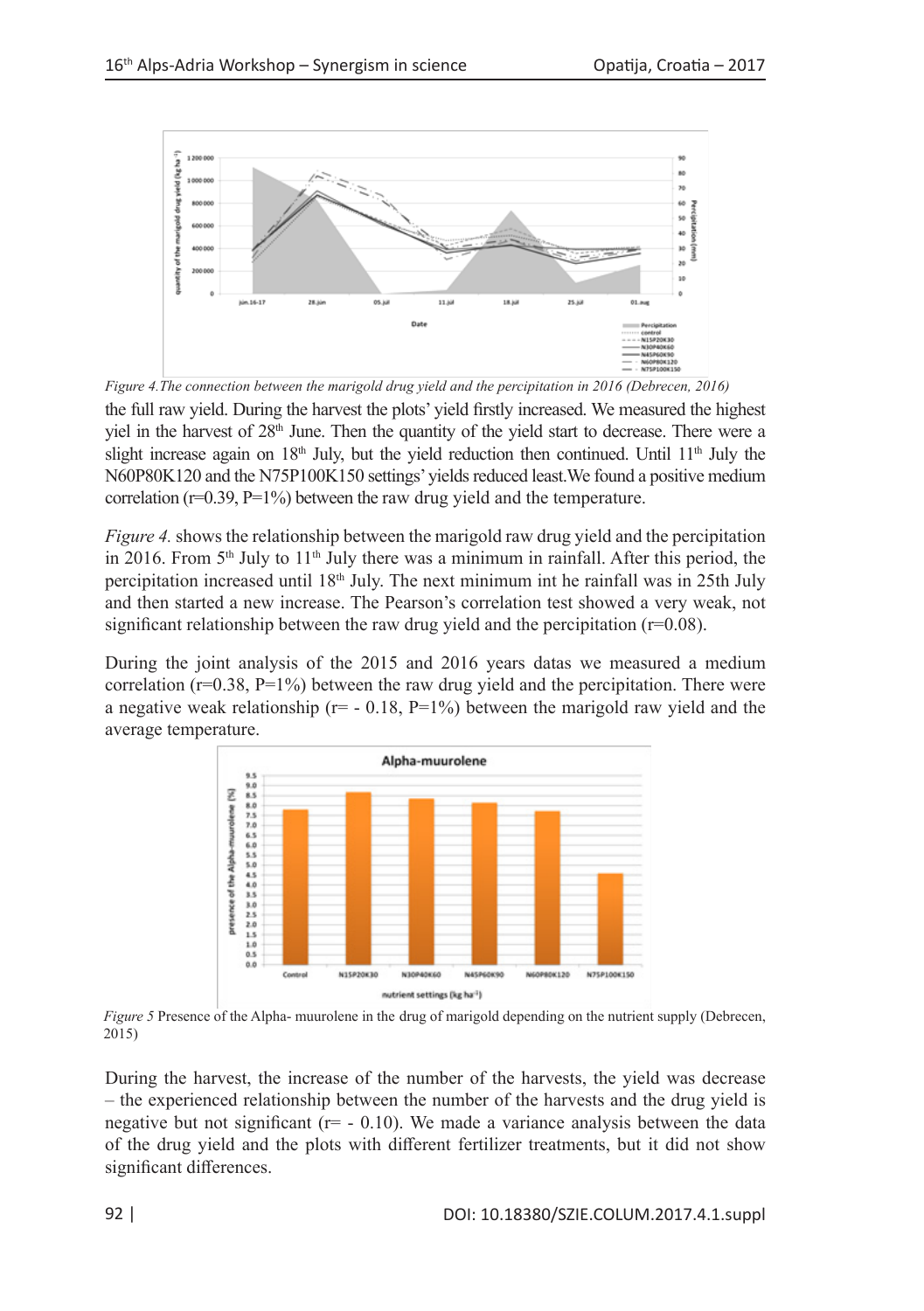*Figure 4.The connection between the marigold drug yield and the percipitation in 2016 (Debrecen, 2016)*

the full raw yield. During the harvest the plots' yield firstly increased. We measured the highest yiel in the harvest of 28[th] June. Then the quantity of the yield start to decrease. There were a slight increase again on 18[th] July, but the yield reduction then continued. Until 11[th] July the N60P80K120 and the N75P100K150 settings' yields reduced least.We found a positive medium correlation (r=0.39, P=1%) between the raw drug yield and the temperature.

*Figure 4.* shows the relationship between the marigold raw drug yield and the percipitation in 2016. From 5[th] July to 11[th] July there was a minimum in rainfall. After this period, the percipitation increased until 18[th] July. The next minimum int he rainfall was in 25th July and then started a new increase. The Pearson's correlation test showed a very weak, not significant relationship between the raw drug yield and the percipitation (r=0.08).

During the joint analysis of the 2015 and 2016 years datas we measured a medium correlation (r=0.38, P=1%) between the raw drug yield and the percipitation. There were a negative weak relationship (r= - 0.18, P=1%) between the marigold raw yield and the average temperature.

*Figure 5* Presence of the Alpha- muurolene in the drug of marigold depending on the nutrient supply (Debrecen, 2015)

During the harvest, the increase of the number of the harvests, the yield was decrease – the experienced relationship between the number of the harvests and the drug yield is negative but not significant (r= - 0.10). We made a variance analysis between the data of the drug yield and the plots with different fertilizer treatments, but it did not show significant differences.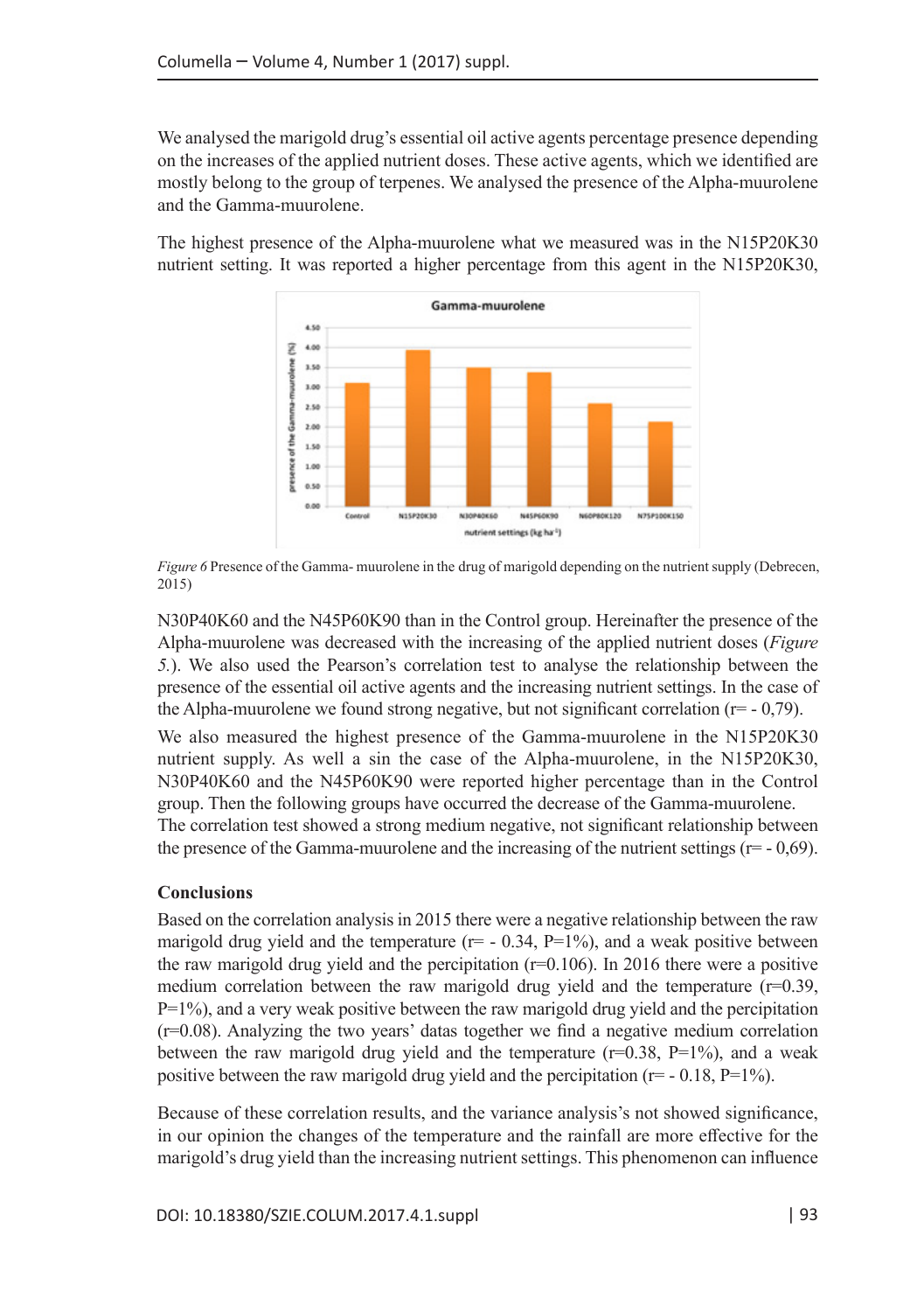We analysed the marigold drug's essential oil active agents percentage presence depending on the increases of the applied nutrient doses. These active agents, which we identified are mostly belong to the group of terpenes. We analysed the presence of the Alpha-muurolene and the Gamma-muurolene.

The highest presence of the Alpha-muurolene what we measured was in the N15P20K30 nutrient setting. It was reported a higher percentage from this agent in the N15P20K30,

*Figure 6* Presence of the Gamma- muurolene in the drug of marigold depending on the nutrient supply (Debrecen, 2015)

N30P40K60 and the N45P60K90 than in the Control group. Hereinafter the presence of the Alpha-muurolene was decreased with the increasing of the applied nutrient doses (*Figure 5.*). We also used the Pearson's correlation test to analyse the relationship between the presence of the essential oil active agents and the increasing nutrient settings. In the case of the Alpha-muurolene we found strong negative, but not significant correlation (r= - 0,79).

We also measured the highest presence of the Gamma-muurolene in the N15P20K30 nutrient supply. As well a sin the case of the Alpha-muurolene, in the N15P20K30, N30P40K60 and the N45P60K90 were reported higher percentage than in the Control group. Then the following groups have occurred the decrease of the Gamma-muurolene. The correlation test showed a strong medium negative, not significant relationship between the presence of the Gamma-muurolene and the increasing of the nutrient settings (r= - 0,69).

**Conclusions**

Based on the correlation analysis in 2015 there were a negative relationship between the raw marigold drug yield and the temperature (r= - 0.34, P=1%), and a weak positive between the raw marigold drug yield and the percipitation (r=0.106). In 2016 there were a positive medium correlation between the raw marigold drug yield and the temperature (r=0.39, P=1%), and a very weak positive between the raw marigold drug yield and the percipitation (r=0.08). Analyzing the two years' datas together we find a negative medium correlation between the raw marigold drug yield and the temperature (r=0.38, P=1%), and a weak positive between the raw marigold drug yield and the percipitation (r= - 0.18, P=1%).

Because of these correlation results, and the variance analysis's not showed significance, in our opinion the changes of the temperature and the rainfall are more effective for the marigold's drug yield than the increasing nutrient settings. This phenomenon can influence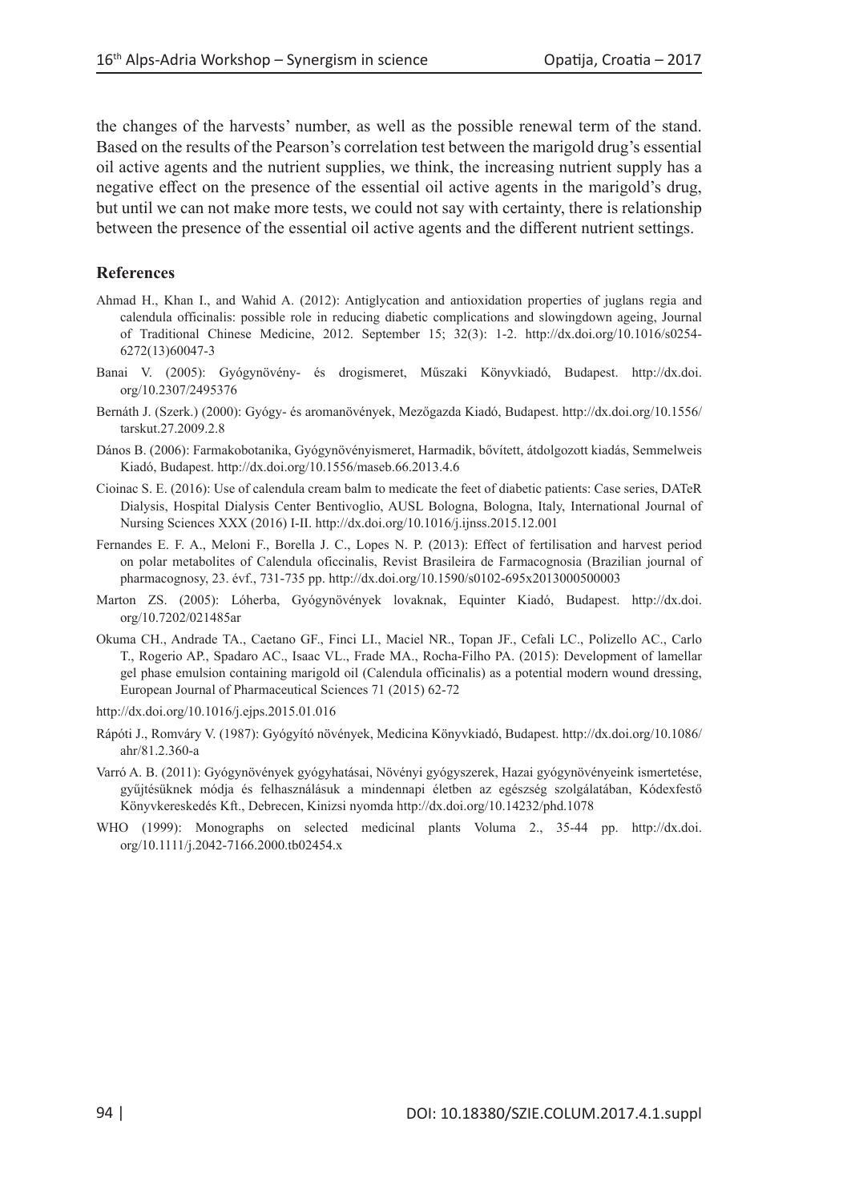the changes of the harvests' number, as well as the possible renewal term of the stand. Based on the results of the Pearson's correlation test between the marigold drug's essential oil active agents and the nutrient supplies, we think, the increasing nutrient supply has a negative effect on the presence of the essential oil active agents in the marigold's drug, but until we can not make more tests, we could not say with certainty, there is relationship between the presence of the essential oil active agents and the different nutrient settings.

## References

Ahmad H., Khan I., and Wahid A. (2012): Antiglycation and antioxidation properties of juglans regia and calendula officinalis: possible role in reducing diabetic complications and slowingdown ageing, Journal of Traditional Chinese Medicine, 2012. September 15; 32(3): 1-2. http://dx.doi.org/10.1016/s0254-6272(13)60047-3

Banai V. (2005): Gyógynövény- és drogismeret, Műszaki Könyvkiadó, Budapest. http://dx.doi.org/10.2307/2495376

Bernáth J. (Szerk.) (2000): Gyógy- és aromanövények, Mezőgazda Kiadó, Budapest. http://dx.doi.org/10.1556/tarskut.27.2009.2.8

Dános B. (2006): Farmakobotanika, Gyógynövényismeret, Harmadik, bővített, átdolgozott kiadás, Semmelweis Kiadó, Budapest. http://dx.doi.org/10.1556/maseb.66.2013.4.6

Cioinac S. E. (2016): Use of calendula cream balm to medicate the feet of diabetic patients: Case series, DATeR Dialysis, Hospital Dialysis Center Bentivoglio, AUSL Bologna, Bologna, Italy, International Journal of Nursing Sciences XXX (2016) I-II. http://dx.doi.org/10.1016/j.ijnss.2015.12.001

Fernandes E. F. A., Meloni F., Borella J. C., Lopes N. P. (2013): Effect of fertilisation and harvest period on polar metabolites of Calendula oficcinalis, Revist Brasileira de Farmacognosia (Brazilian journal of pharmacognosy, 23. évf., 731-735 pp. http://dx.doi.org/10.1590/s0102-695x2013000500003

Marton ZS. (2005): Lóherba, Gyógynövények lovaknak, Equinter Kiadó, Budapest. http://dx.doi.org/10.7202/021485ar

Okuma CH., Andrade TA., Caetano GF., Finci LI., Maciel NR., Topan JF., Cefali LC., Polizello AC., Carlo T., Rogerio AP., Spadaro AC., Isaac VL., Frade MA., Rocha-Filho PA. (2015): Development of lamellar gel phase emulsion containing marigold oil (Calendula officinalis) as a potential modern wound dressing, European Journal of Pharmaceutical Sciences 71 (2015) 62-72

http://dx.doi.org/10.1016/j.ejps.2015.01.016

Rápóti J., Romváry V. (1987): Gyógyító növények, Medicina Könyvkiadó, Budapest. http://dx.doi.org/10.1086/ahr/81.2.360-a

Varró A. B. (2011): Gyógynövények gyógyhatásai, Növényi gyógyszerek, Hazai gyógynövényeink ismertetése, gyűjtésüknek módja és felhasználásuk a mindennapi életben az egészség szolgálatában, Kódexfestő Könyvkereskedés Kft., Debrecen, Kinizsi nyomda http://dx.doi.org/10.14232/phd.1078

WHO (1999): Monographs on selected medicinal plants Voluma 2., 35-44 pp. http://dx.doi.org/10.1111/j.2042-7166.2000.tb02454.x